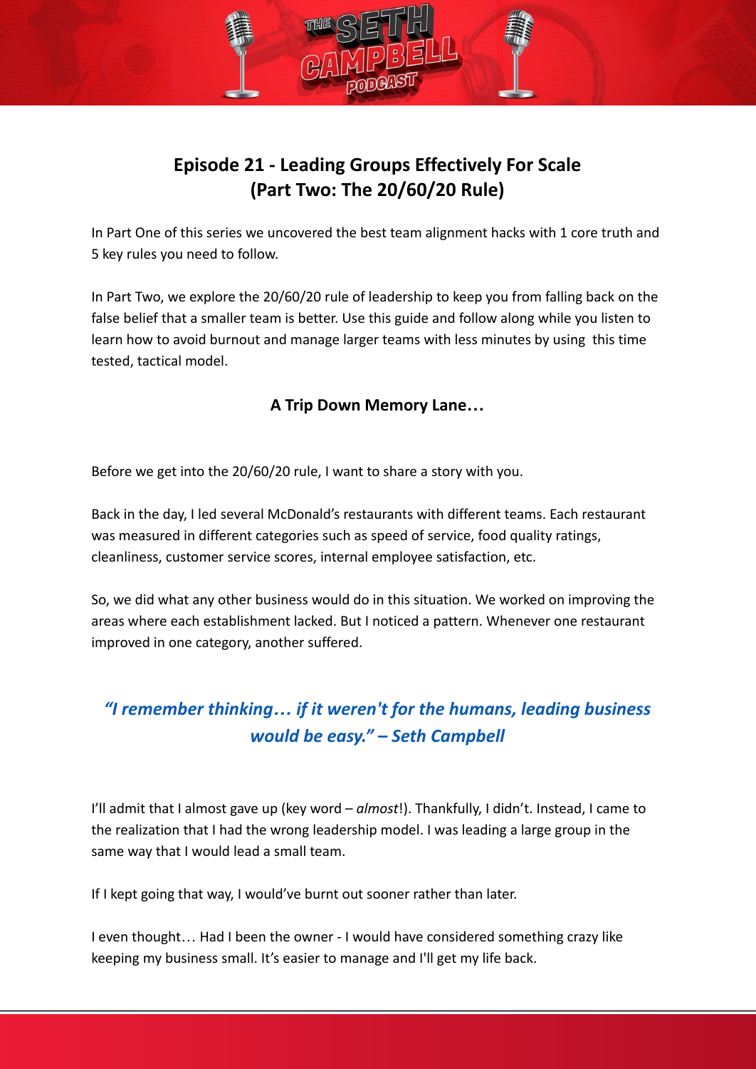# Episode 21 - Leading Groups Effectively For Scale (Part Two: The 20/60/20 Rule)

In Part One of this series we uncovered the best team alignment hacks with 1 core truth and 5 key rules you need to follow.

In Part Two, we explore the 20/60/20 rule of leadership to keep you from falling back on the false belief that a smaller team is better. Use this guide and follow along while you listen to learn how to avoid burnout and manage larger teams with less minutes by using this time tested, tactical model.

### A Trip Down Memory Lane…

Before we get into the 20/60/20 rule, I want to share a story with you.

Back in the day, I led several McDonald's restaurants with different teams. Each restaurant was measured in different categories such as speed of service, food quality ratings, cleanliness, customer service scores, internal employee satisfaction, etc.

So, we did what any other business would do in this situation. We worked on improving the areas where each establishment lacked. But I noticed a pattern. Whenever one restaurant improved in one category, another suffered.

> ***"I remember thinking… if it weren't for the humans, leading business would be easy." – Seth Campbell***

I'll admit that I almost gave up (key word – *almost*!). Thankfully, I didn't. Instead, I came to the realization that I had the wrong leadership model. I was leading a large group in the same way that I would lead a small team.

If I kept going that way, I would've burnt out sooner rather than later.

I even thought… Had I been the owner - I would have considered something crazy like keeping my business small. It's easier to manage and I'll get my life back.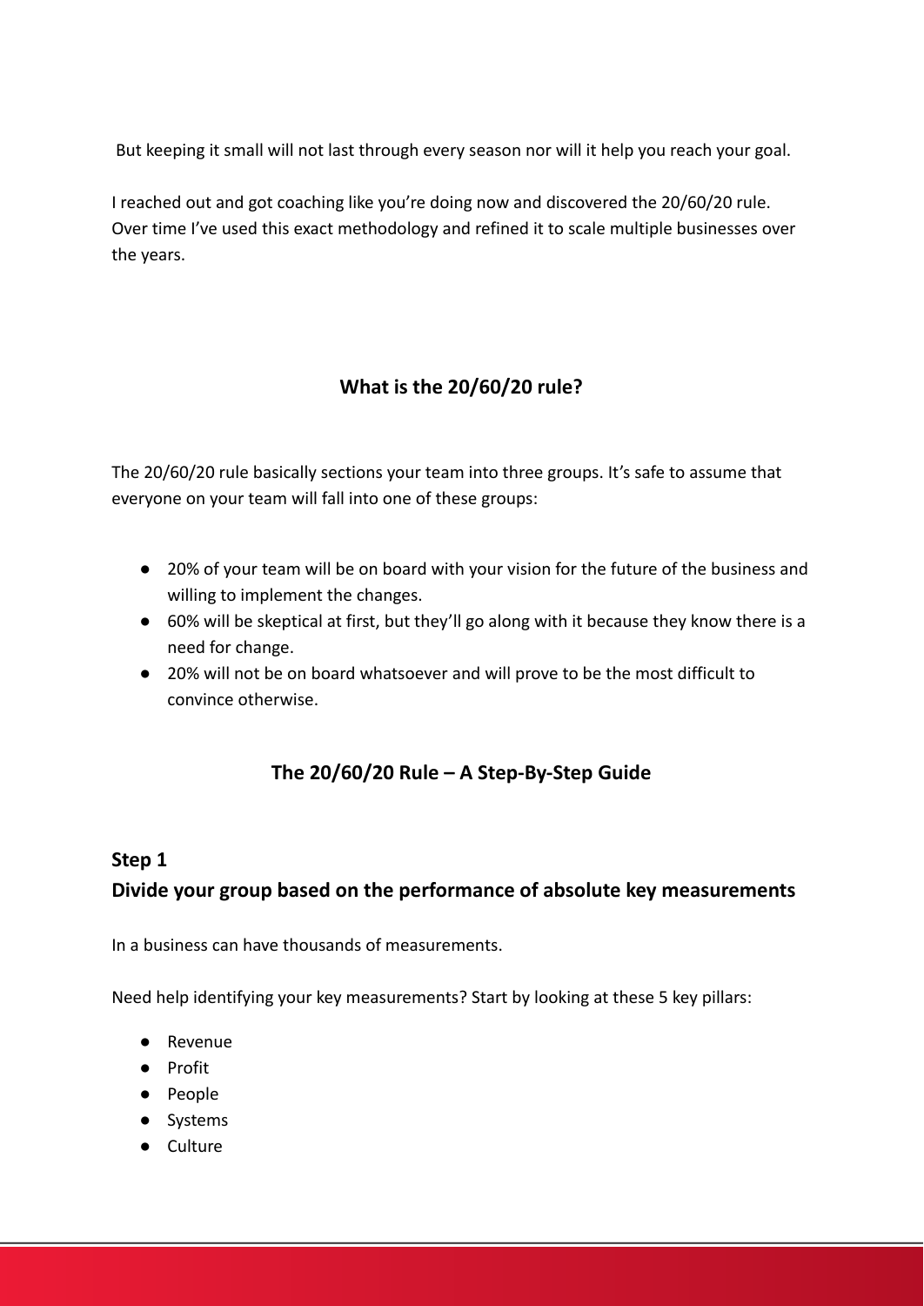But keeping it small will not last through every season nor will it help you reach your goal.

I reached out and got coaching like you're doing now and discovered the 20/60/20 rule. Over time I've used this exact methodology and refined it to scale multiple businesses over the years.

## What is the 20/60/20 rule?

The 20/60/20 rule basically sections your team into three groups. It's safe to assume that everyone on your team will fall into one of these groups:

- 20% of your team will be on board with your vision for the future of the business and willing to implement the changes.
- 60% will be skeptical at first, but they'll go along with it because they know there is a need for change.
- 20% will not be on board whatsoever and will prove to be the most difficult to convince otherwise.

## The 20/60/20 Rule – A Step-By-Step Guide

### Step 1
### Divide your group based on the performance of absolute key measurements

In a business can have thousands of measurements.

Need help identifying your key measurements? Start by looking at these 5 key pillars:

- Revenue
- Profit
- People
- Systems
- Culture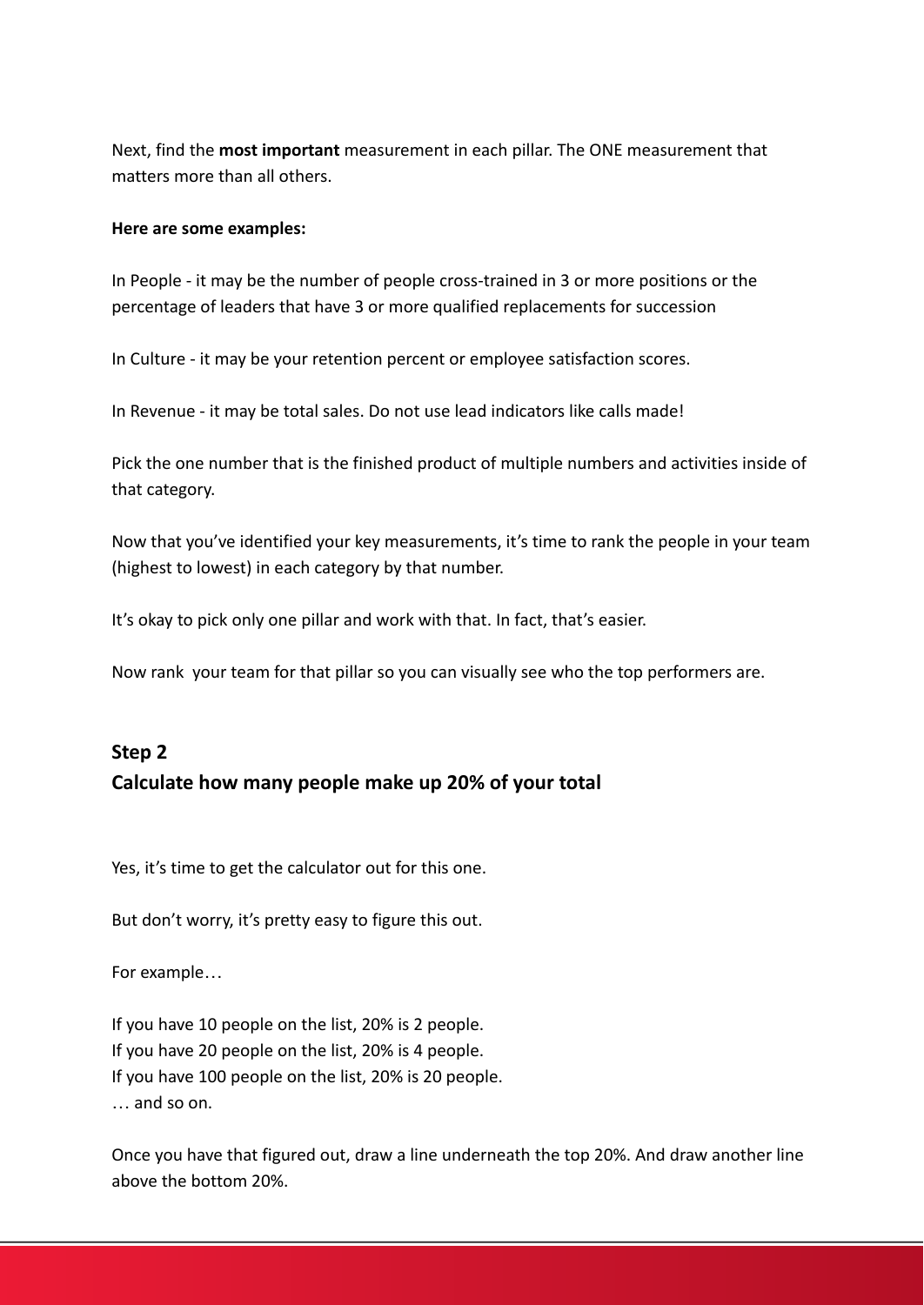Next, find the **most important** measurement in each pillar. The ONE measurement that matters more than all others.

**Here are some examples:**

In People - it may be the number of people cross-trained in 3 or more positions or the percentage of leaders that have 3 or more qualified replacements for succession

In Culture - it may be your retention percent or employee satisfaction scores.

In Revenue - it may be total sales. Do not use lead indicators like calls made!

Pick the one number that is the finished product of multiple numbers and activities inside of that category.

Now that you've identified your key measurements, it's time to rank the people in your team (highest to lowest) in each category by that number.

It's okay to pick only one pillar and work with that. In fact, that's easier.

Now rank your team for that pillar so you can visually see who the top performers are.

## Step 2
## Calculate how many people make up 20% of your total

Yes, it's time to get the calculator out for this one.

But don't worry, it's pretty easy to figure this out.

For example…

If you have 10 people on the list, 20% is 2 people.
If you have 20 people on the list, 20% is 4 people.
If you have 100 people on the list, 20% is 20 people.
… and so on.

Once you have that figured out, draw a line underneath the top 20%. And draw another line above the bottom 20%.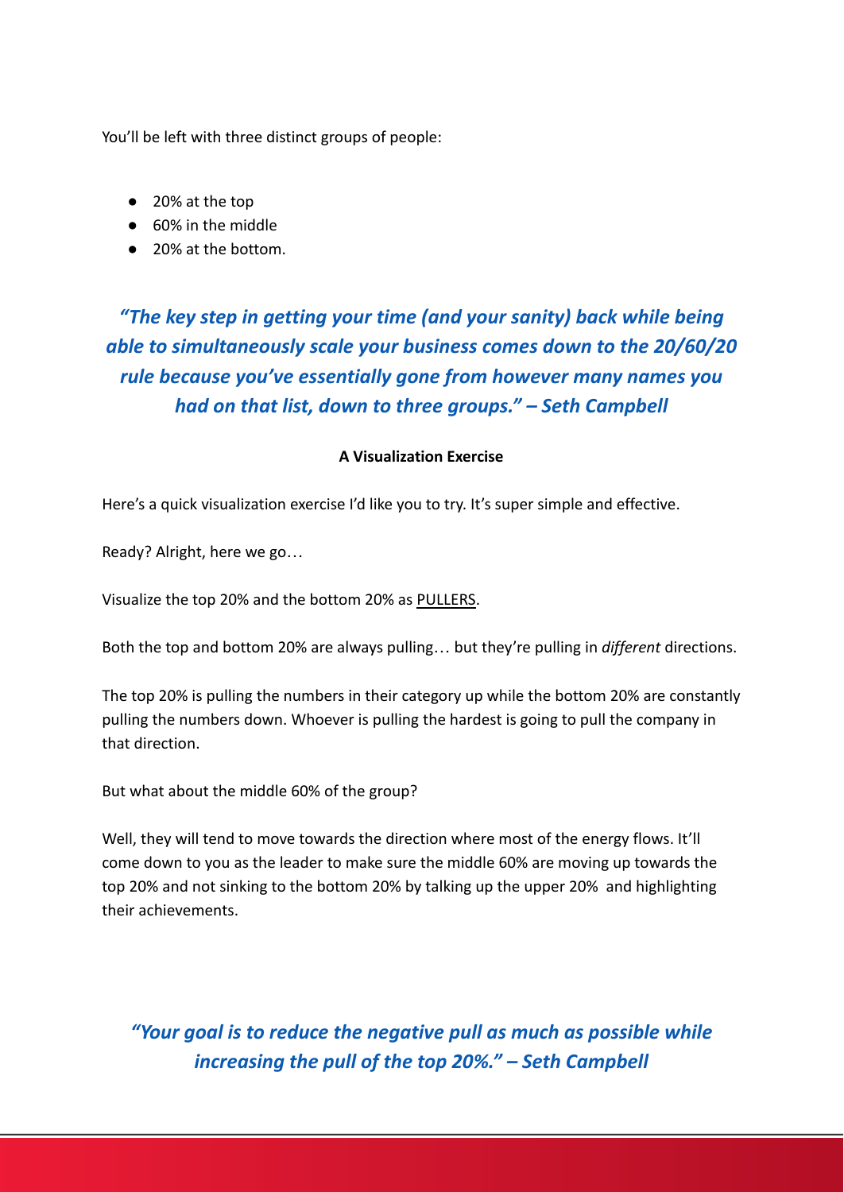You'll be left with three distinct groups of people:

- 20% at the top
- 60% in the middle
- 20% at the bottom.

***"The key step in getting your time (and your sanity) back while being able to simultaneously scale your business comes down to the 20/60/20 rule because you've essentially gone from however many names you had on that list, down to three groups." – Seth Campbell***

**A Visualization Exercise**

Here's a quick visualization exercise I'd like you to try. It's super simple and effective.

Ready? Alright, here we go…

Visualize the top 20% and the bottom 20% as <u>PULLERS</u>.

Both the top and bottom 20% are always pulling… but they're pulling in *different* directions.

The top 20% is pulling the numbers in their category up while the bottom 20% are constantly pulling the numbers down. Whoever is pulling the hardest is going to pull the company in that direction.

But what about the middle 60% of the group?

Well, they will tend to move towards the direction where most of the energy flows. It'll come down to you as the leader to make sure the middle 60% are moving up towards the top 20% and not sinking to the bottom 20% by talking up the upper 20% and highlighting their achievements.

***"Your goal is to reduce the negative pull as much as possible while increasing the pull of the top 20%." – Seth Campbell***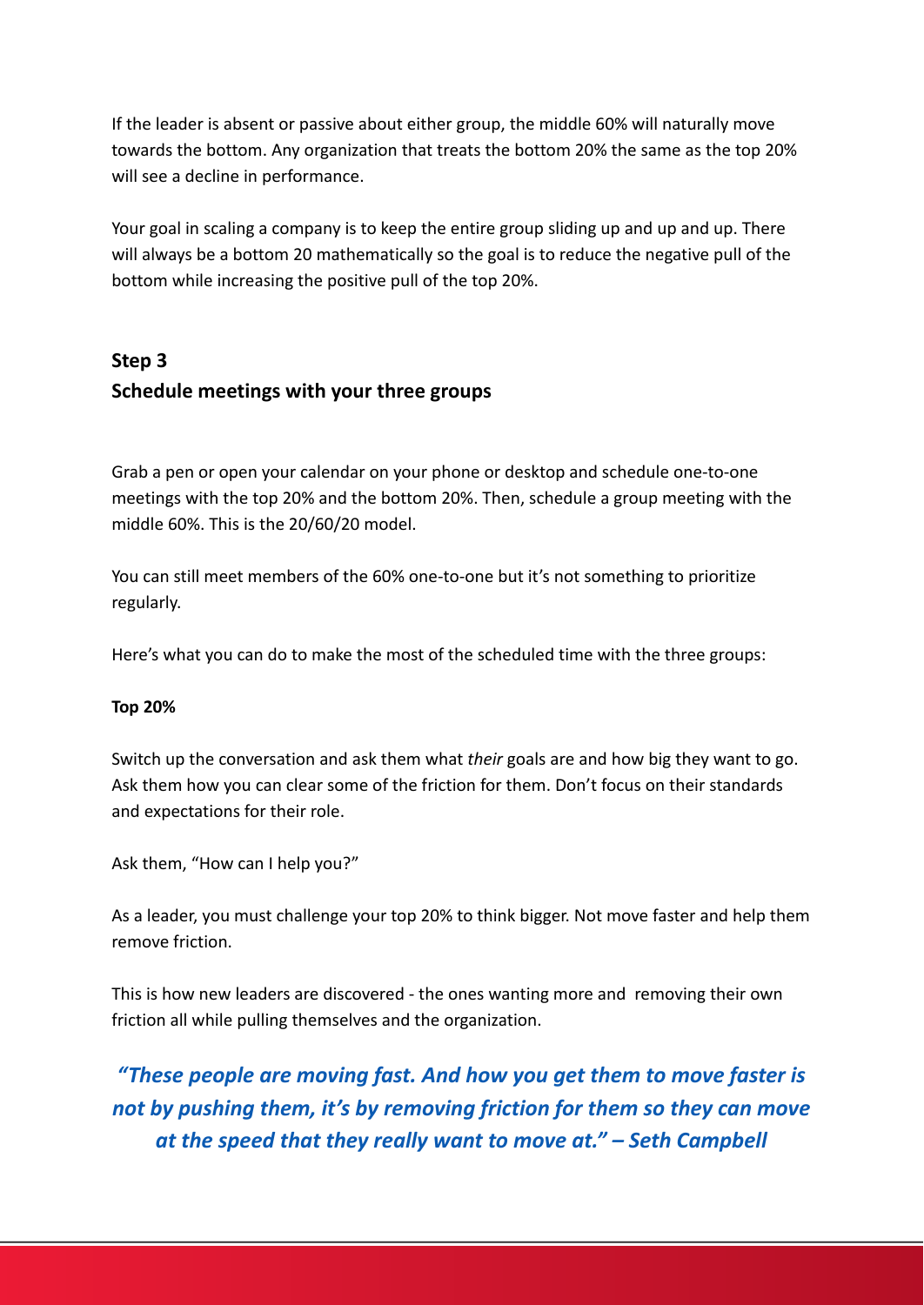If the leader is absent or passive about either group, the middle 60% will naturally move towards the bottom. Any organization that treats the bottom 20% the same as the top 20% will see a decline in performance.

Your goal in scaling a company is to keep the entire group sliding up and up and up. There will always be a bottom 20 mathematically so the goal is to reduce the negative pull of the bottom while increasing the positive pull of the top 20%.

## Step 3
## Schedule meetings with your three groups

Grab a pen or open your calendar on your phone or desktop and schedule one-to-one meetings with the top 20% and the bottom 20%. Then, schedule a group meeting with the middle 60%. This is the 20/60/20 model.

You can still meet members of the 60% one-to-one but it's not something to prioritize regularly.

Here's what you can do to make the most of the scheduled time with the three groups:

**Top 20%**

Switch up the conversation and ask them what *their* goals are and how big they want to go. Ask them how you can clear some of the friction for them. Don't focus on their standards and expectations for their role.

Ask them, "How can I help you?"

As a leader, you must challenge your top 20% to think bigger. Not move faster and help them remove friction.

This is how new leaders are discovered - the ones wanting more and removing their own friction all while pulling themselves and the organization.

***"These people are moving fast. And how you get them to move faster is not by pushing them, it's by removing friction for them so they can move at the speed that they really want to move at." – Seth Campbell***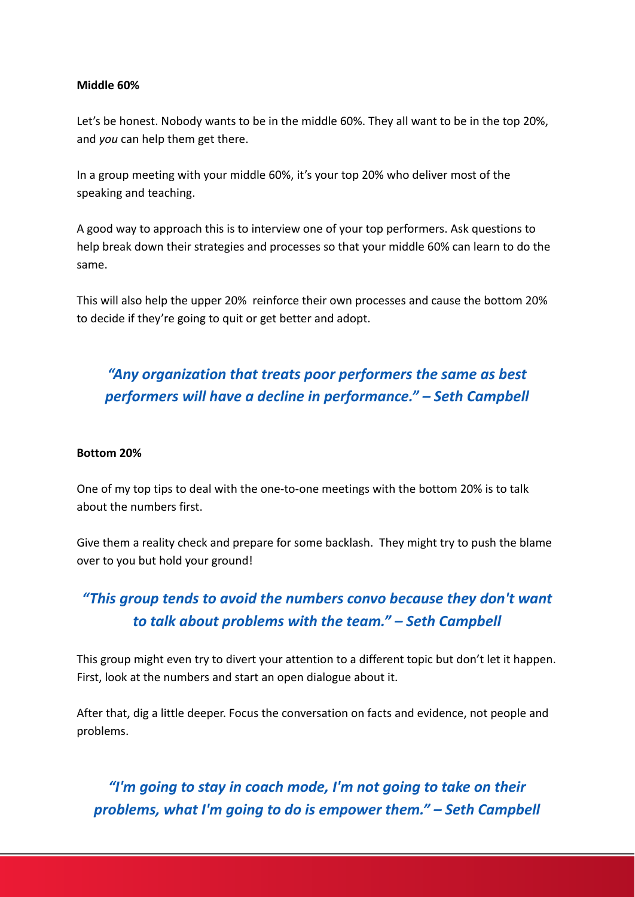**Middle 60%**

Let's be honest. Nobody wants to be in the middle 60%. They all want to be in the top 20%, and *you* can help them get there.

In a group meeting with your middle 60%, it's your top 20% who deliver most of the speaking and teaching.

A good way to approach this is to interview one of your top performers. Ask questions to help break down their strategies and processes so that your middle 60% can learn to do the same.

This will also help the upper 20% reinforce their own processes and cause the bottom 20% to decide if they're going to quit or get better and adopt.

***"Any organization that treats poor performers the same as best performers will have a decline in performance." – Seth Campbell***

**Bottom 20%**

One of my top tips to deal with the one-to-one meetings with the bottom 20% is to talk about the numbers first.

Give them a reality check and prepare for some backlash. They might try to push the blame over to you but hold your ground!

***"This group tends to avoid the numbers convo because they don't want to talk about problems with the team." – Seth Campbell***

This group might even try to divert your attention to a different topic but don't let it happen. First, look at the numbers and start an open dialogue about it.

After that, dig a little deeper. Focus the conversation on facts and evidence, not people and problems.

***"I'm going to stay in coach mode, I'm not going to take on their problems, what I'm going to do is empower them." – Seth Campbell***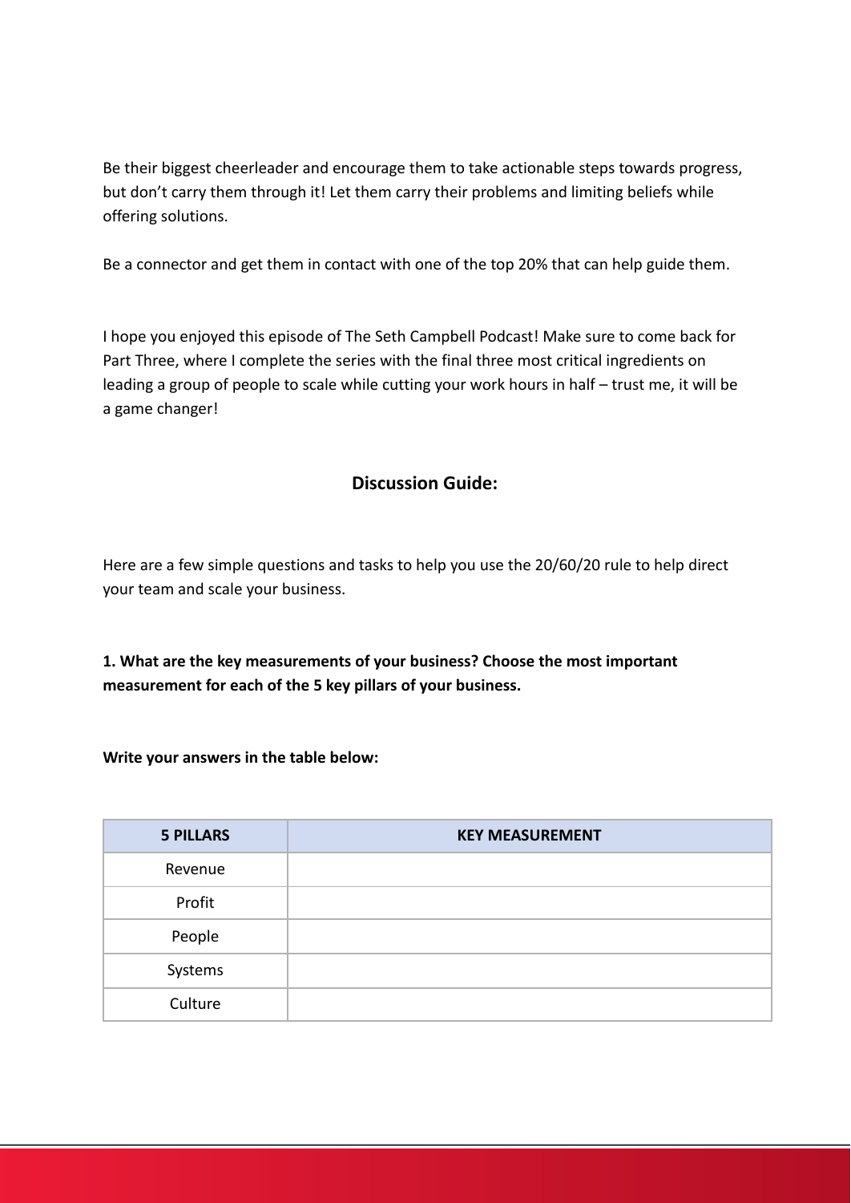Be their biggest cheerleader and encourage them to take actionable steps towards progress, but don't carry them through it! Let them carry their problems and limiting beliefs while offering solutions.

Be a connector and get them in contact with one of the top 20% that can help guide them.

I hope you enjoyed this episode of The Seth Campbell Podcast! Make sure to come back for Part Three, where I complete the series with the final three most critical ingredients on leading a group of people to scale while cutting your work hours in half – trust me, it will be a game changer!

## Discussion Guide:

Here are a few simple questions and tasks to help you use the 20/60/20 rule to help direct your team and scale your business.

**1. What are the key measurements of your business? Choose the most important measurement for each of the 5 key pillars of your business.**

**Write your answers in the table below:**

| 5 PILLARS | KEY MEASUREMENT |
| --- | --- |
| Revenue | |
| Profit | |
| People | |
| Systems | |
| Culture | |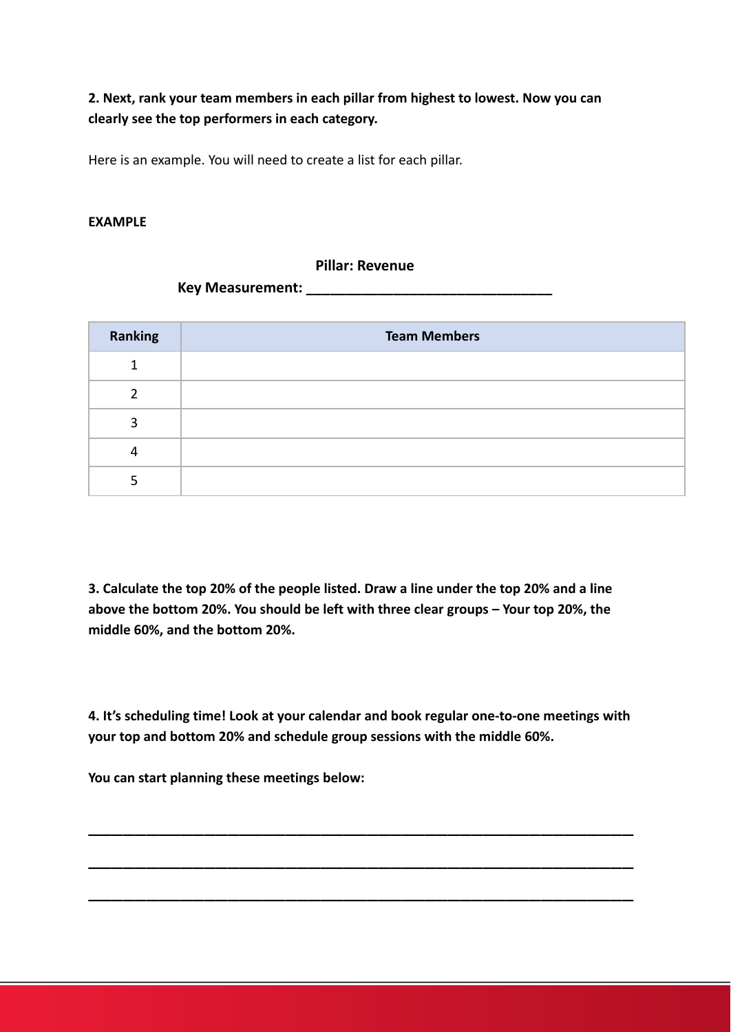**2. Next, rank your team members in each pillar from highest to lowest. Now you can clearly see the top performers in each category.**

Here is an example. You will need to create a list for each pillar.

**EXAMPLE**

**Pillar: Revenue**

**Key Measurement: ______________________________**

| Ranking | Team Members |
|---|---|
| 1 | |
| 2 | |
| 3 | |
| 4 | |
| 5 | |

**3. Calculate the top 20% of the people listed. Draw a line under the top 20% and a line above the bottom 20%. You should be left with three clear groups – Your top 20%, the middle 60%, and the bottom 20%.**

**4. It's scheduling time! Look at your calendar and book regular one-to-one meetings with your top and bottom 20% and schedule group sessions with the middle 60%.**

**You can start planning these meetings below:**

______________________________________________________________________

______________________________________________________________________

______________________________________________________________________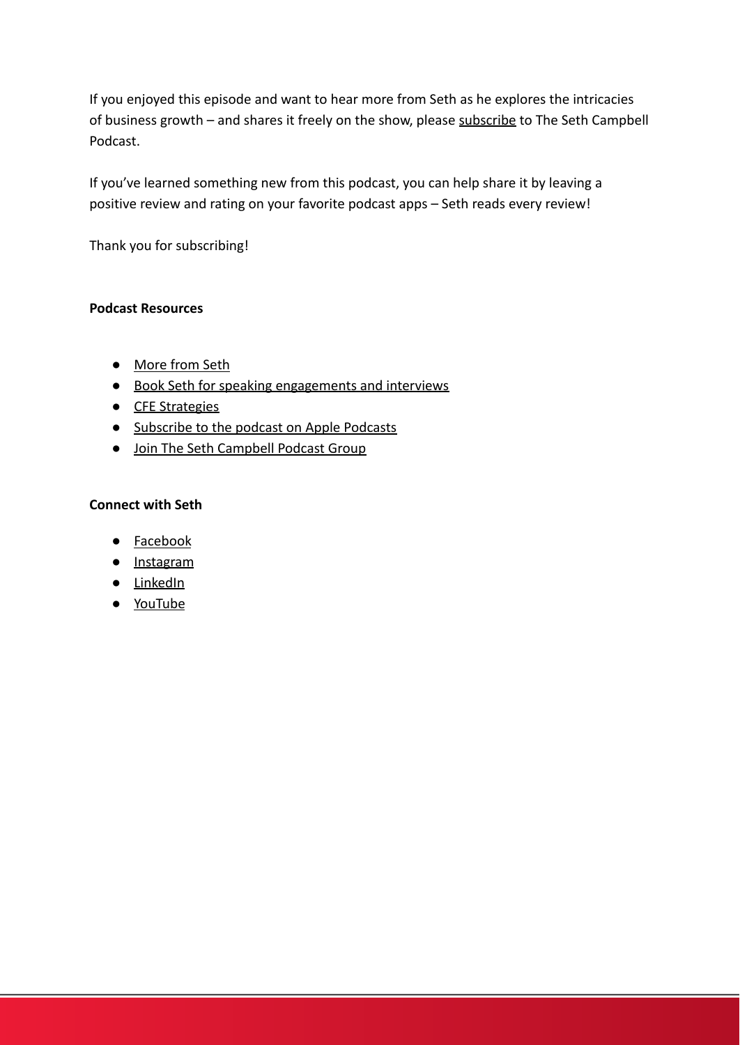If you enjoyed this episode and want to hear more from Seth as he explores the intricacies of business growth – and shares it freely on the show, please subscribe to The Seth Campbell Podcast.

If you've learned something new from this podcast, you can help share it by leaving a positive review and rating on your favorite podcast apps – Seth reads every review!

Thank you for subscribing!

**Podcast Resources**

- More from Seth
- Book Seth for speaking engagements and interviews
- CFE Strategies
- Subscribe to the podcast on Apple Podcasts
- Join The Seth Campbell Podcast Group

**Connect with Seth**

- Facebook
- Instagram
- LinkedIn
- YouTube